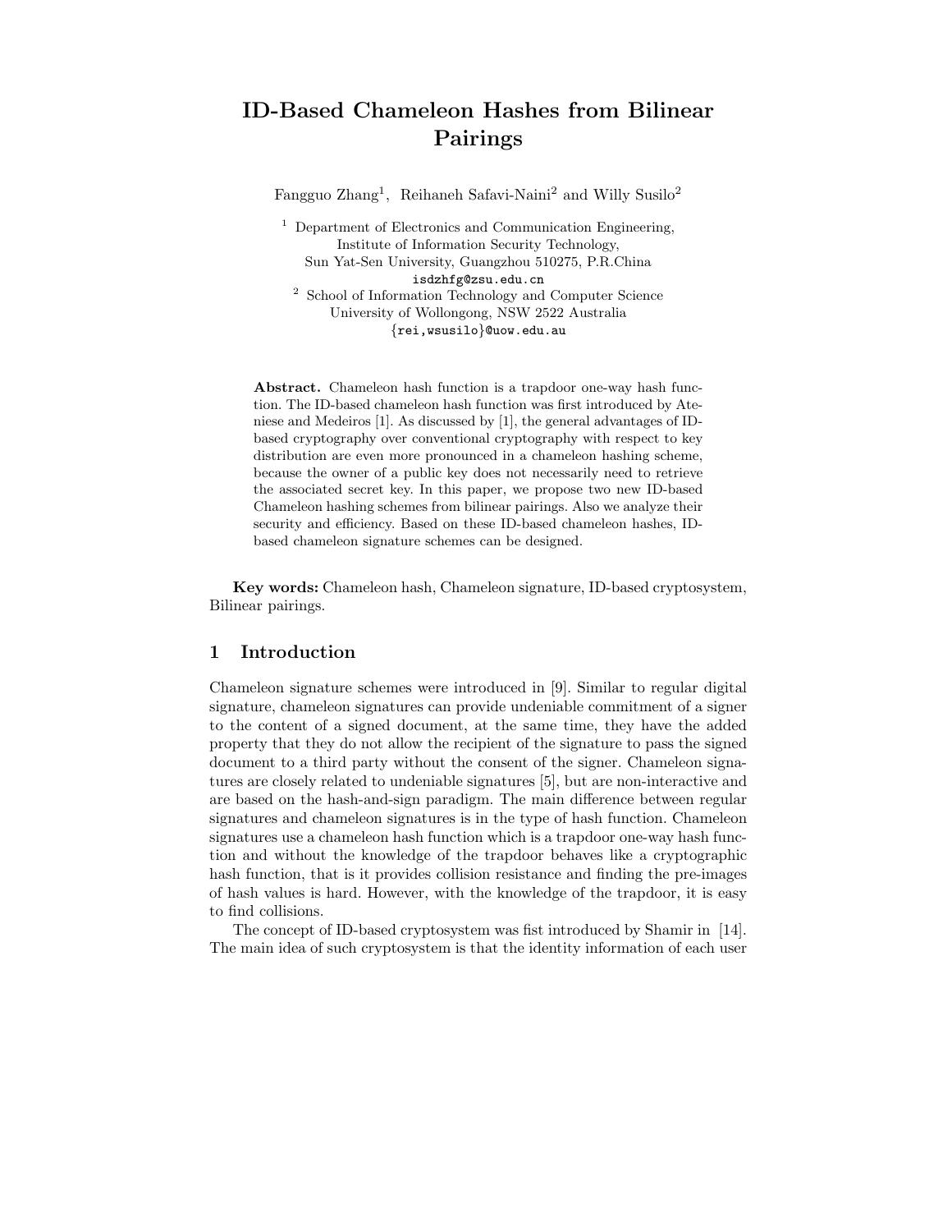# ID-Based Chameleon Hashes from Bilinear Pairings

Fangguo Zhang[1], Reihaneh Safavi-Naini[2] and Willy Susilo[2]

[1] Department of Electronics and Communication Engineering, Institute of Information Security Technology, Sun Yat-Sen University, Guangzhou 510275, P.R.China
isdzhfg@zsu.edu.cn

[2] School of Information Technology and Computer Science University of Wollongong, NSW 2522 Australia
{rei,wsusilo}@uow.edu.au

**Abstract.** Chameleon hash function is a trapdoor one-way hash function. The ID-based chameleon hash function was first introduced by Ateniese and Medeiros [1]. As discussed by [1], the general advantages of ID-based cryptography over conventional cryptography with respect to key distribution are even more pronounced in a chameleon hashing scheme, because the owner of a public key does not necessarily need to retrieve the associated secret key. In this paper, we propose two new ID-based Chameleon hashing schemes from bilinear pairings. Also we analyze their security and efficiency. Based on these ID-based chameleon hashes, ID-based chameleon signature schemes can be designed.

**Key words:** Chameleon hash, Chameleon signature, ID-based cryptosystem, Bilinear pairings.

## 1 Introduction

Chameleon signature schemes were introduced in [9]. Similar to regular digital signature, chameleon signatures can provide undeniable commitment of a signer to the content of a signed document, at the same time, they have the added property that they do not allow the recipient of the signature to pass the signed document to a third party without the consent of the signer. Chameleon signatures are closely related to undeniable signatures [5], but are non-interactive and are based on the hash-and-sign paradigm. The main difference between regular signatures and chameleon signatures is in the type of hash function. Chameleon signatures use a chameleon hash function which is a trapdoor one-way hash function and without the knowledge of the trapdoor behaves like a cryptographic hash function, that is it provides collision resistance and finding the pre-images of hash values is hard. However, with the knowledge of the trapdoor, it is easy to find collisions.

The concept of ID-based cryptosystem was fist introduced by Shamir in [14]. The main idea of such cryptosystem is that the identity information of each user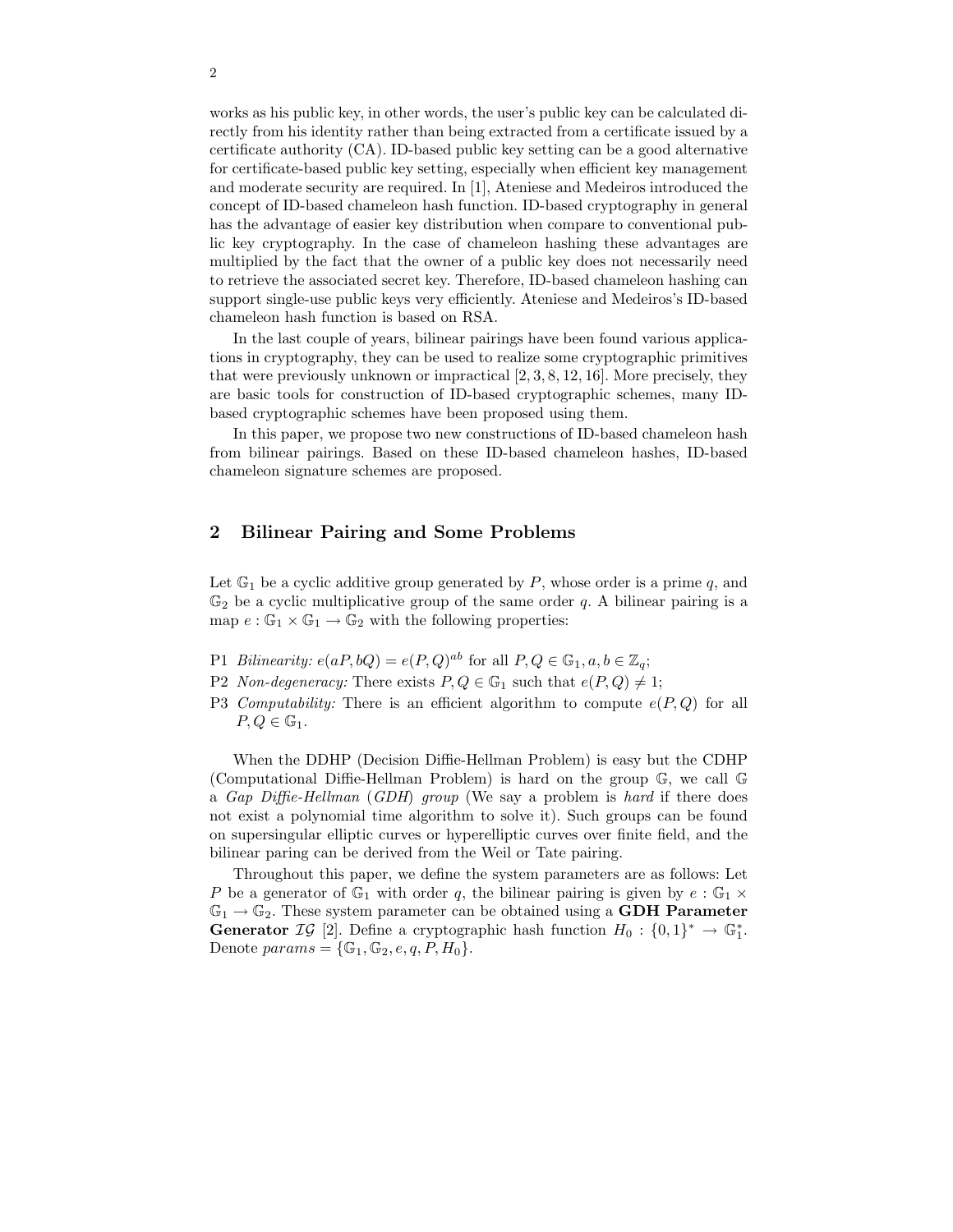works as his public key, in other words, the user's public key can be calculated directly from his identity rather than being extracted from a certificate issued by a certificate authority (CA). ID-based public key setting can be a good alternative for certificate-based public key setting, especially when efficient key management and moderate security are required. In [1], Ateniese and Medeiros introduced the concept of ID-based chameleon hash function. ID-based cryptography in general has the advantage of easier key distribution when compare to conventional public key cryptography. In the case of chameleon hashing these advantages are multiplied by the fact that the owner of a public key does not necessarily need to retrieve the associated secret key. Therefore, ID-based chameleon hashing can support single-use public keys very efficiently. Ateniese and Medeiros's ID-based chameleon hash function is based on RSA.

In the last couple of years, bilinear pairings have been found various applications in cryptography, they can be used to realize some cryptographic primitives that were previously unknown or impractical [2, 3, 8, 12, 16]. More precisely, they are basic tools for construction of ID-based cryptographic schemes, many ID-based cryptographic schemes have been proposed using them.

In this paper, we propose two new constructions of ID-based chameleon hash from bilinear pairings. Based on these ID-based chameleon hashes, ID-based chameleon signature schemes are proposed.

## 2 Bilinear Pairing and Some Problems

Let $\mathbb{G}_1$ be a cyclic additive group generated by $P$, whose order is a prime $q$, and $\mathbb{G}_2$ be a cyclic multiplicative group of the same order $q$. A bilinear pairing is a map $e : \mathbb{G}_1 \times \mathbb{G}_1 \rightarrow \mathbb{G}_2$ with the following properties:

- P1 *Bilinearity:* $e(aP, bQ) = e(P, Q)^{ab}$ for all $P, Q \in \mathbb{G}_1, a, b \in \mathbb{Z}_q$;
- P2 *Non-degeneracy:* There exists $P, Q \in \mathbb{G}_1$ such that $e(P, Q) \neq 1$;
- P3 *Computability:* There is an efficient algorithm to compute $e(P, Q)$ for all $P, Q \in \mathbb{G}_1$.

When the DDHP (Decision Diffie-Hellman Problem) is easy but the CDHP (Computational Diffie-Hellman Problem) is hard on the group $\mathbb{G}$, we call $\mathbb{G}$ a *Gap Diffie-Hellman* (*GDH*) *group* (We say a problem is *hard* if there does not exist a polynomial time algorithm to solve it). Such groups can be found on supersingular elliptic curves or hyperelliptic curves over finite field, and the bilinear paring can be derived from the Weil or Tate pairing.

Throughout this paper, we define the system parameters are as follows: Let $P$ be a generator of $\mathbb{G}_1$ with order $q$, the bilinear pairing is given by $e : \mathbb{G}_1 \times \mathbb{G}_1 \rightarrow \mathbb{G}_2$. These system parameter can be obtained using a **GDH Parameter Generator** $\mathcal{IG}$ [2]. Define a cryptographic hash function $H_0 : \{0, 1\}^* \rightarrow \mathbb{G}_1^*$. Denote $params = \{\mathbb{G}_1, \mathbb{G}_2, e, q, P, H_0\}$.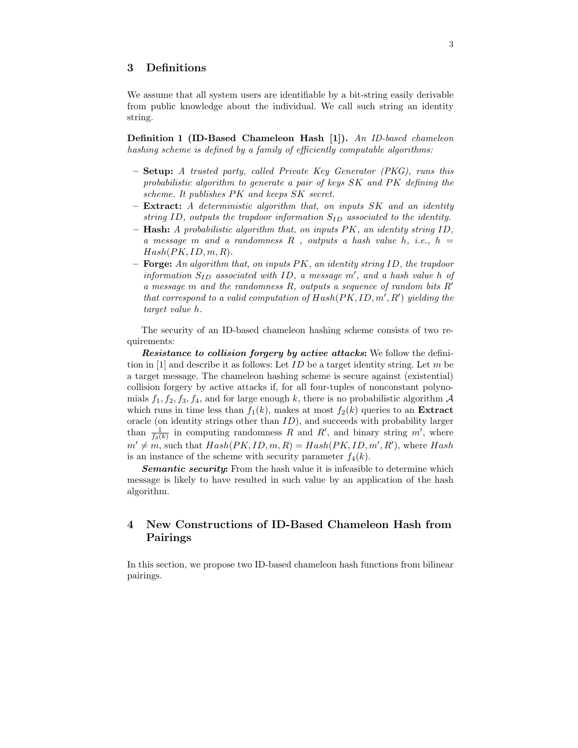## 3 Definitions

We assume that all system users are identifiable by a bit-string easily derivable from public knowledge about the individual. We call such string an identity string.

**Definition 1 (ID-Based Chameleon Hash [1]).** *An ID-based chameleon hashing scheme is defined by a family of efficiently computable algorithms:*

- **Setup:** *A trusted party, called Private Key Generator (PKG), runs this probabilistic algorithm to generate a pair of keys $SK$ and $PK$ defining the scheme. It publishes $PK$ and keeps $SK$ secret.*
- **Extract:** *A deterministic algorithm that, on inputs $SK$ and an identity string $ID$, outputs the trapdoor information $S_{ID}$ associated to the identity.*
- **Hash:** *A probabilistic algorithm that, on inputs $PK$, an identity string $ID$, a message $m$ and a randomness $R$ , outputs a hash value $h$, i.e., $h = Hash(PK, ID, m, R)$.*
- **Forge:** *An algorithm that, on inputs $PK$, an identity string $ID$, the trapdoor information $S_{ID}$ associated with $ID$, a message $m'$, and a hash value $h$ of a message $m$ and the randomness $R$, outputs a sequence of random bits $R'$ that correspond to a valid computation of $Hash(PK, ID, m', R')$ yielding the target value $h$.*

The security of an ID-based chameleon hashing scheme consists of two requirements:

***Resistance to collision forgery by active attacks*:** We follow the definition in [1] and describe it as follows: Let $ID$ be a target identity string. Let $m$ be a target message. The chameleon hashing scheme is secure against (existential) collision forgery by active attacks if, for all four-tuples of nonconstant polynomials $f_1, f_2, f_3, f_4$, and for large enough $k$, there is no probabilistic algorithm $\mathcal{A}$ which runs in time less than $f_1(k)$, makes at most $f_2(k)$ queries to an **Extract** oracle (on identity strings other than $ID$), and succeeds with probability larger than $\frac{1}{f_3(k)}$ in computing randomness $R$ and $R'$, and binary string $m'$, where $m' \neq m$, such that $Hash(PK, ID, m, R) = Hash(PK, ID, m', R')$, where $Hash$ is an instance of the scheme with security parameter $f_4(k)$.

***Semantic security*:** From the hash value it is infeasible to determine which message is likely to have resulted in such value by an application of the hash algorithm.

## 4 New Constructions of ID-Based Chameleon Hash from Pairings

In this section, we propose two ID-based chameleon hash functions from bilinear pairings.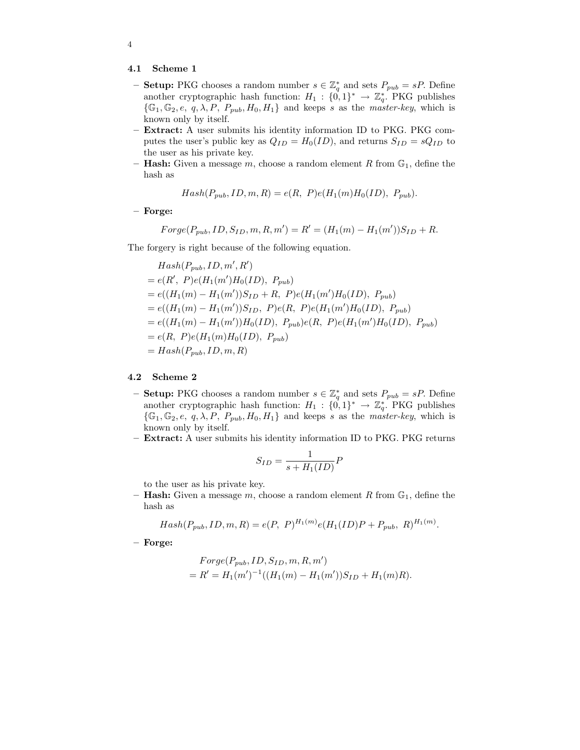### 4.1 Scheme 1

- **Setup:** PKG chooses a random number $s \in \mathbb{Z}_q^*$ and sets $P_{pub} = sP$. Define another cryptographic hash function: $H_1 : \{0,1\}^* \to \mathbb{Z}_q^*$. PKG publishes $\{\mathbb{G}_1, \mathbb{G}_2, e,\ q, \lambda, P,\ P_{pub}, H_0, H_1\}$ and keeps $s$ as the *master-key*, which is known only by itself.
- **Extract:** A user submits his identity information ID to PKG. PKG computes the user's public key as $Q_{ID} = H_0(ID)$, and returns $S_{ID} = sQ_{ID}$ to the user as his private key.
- **Hash:** Given a message $m$, choose a random element $R$ from $\mathbb{G}_1$, define the hash as

$$Hash(P_{pub}, ID, m, R) = e(R,\ P)e(H_1(m)H_0(ID),\ P_{pub}).$$

- **Forge:**

$$Forge(P_{pub}, ID, S_{ID}, m, R, m') = R' = (H_1(m) - H_1(m'))S_{ID} + R.$$

The forgery is right because of the following equation.

$$\begin{aligned}
&Hash(P_{pub}, ID, m', R') \\
&= e(R',\ P)e(H_1(m')H_0(ID),\ P_{pub}) \\
&= e((H_1(m) - H_1(m'))S_{ID} + R,\ P)e(H_1(m')H_0(ID),\ P_{pub}) \\
&= e((H_1(m) - H_1(m'))S_{ID},\ P)e(R,\ P)e(H_1(m')H_0(ID),\ P_{pub}) \\
&= e((H_1(m) - H_1(m'))H_0(ID),\ P_{pub})e(R,\ P)e(H_1(m')H_0(ID),\ P_{pub}) \\
&= e(R,\ P)e(H_1(m)H_0(ID),\ P_{pub}) \\
&= Hash(P_{pub}, ID, m, R)
\end{aligned}$$

### 4.2 Scheme 2

- **Setup:** PKG chooses a random number $s \in \mathbb{Z}_q^*$ and sets $P_{pub} = sP$. Define another cryptographic hash function: $H_1 : \{0,1\}^* \to \mathbb{Z}_q^*$. PKG publishes $\{\mathbb{G}_1, \mathbb{G}_2, e,\ q, \lambda, P,\ P_{pub}, H_0, H_1\}$ and keeps $s$ as the *master-key*, which is known only by itself.
- **Extract:** A user submits his identity information ID to PKG. PKG returns

$$S_{ID} = \frac{1}{s + H_1(ID)}P$$

to the user as his private key.
- **Hash:** Given a message $m$, choose a random element $R$ from $\mathbb{G}_1$, define the hash as

$$Hash(P_{pub}, ID, m, R) = e(P,\ P)^{H_1(m)}e(H_1(ID)P + P_{pub},\ R)^{H_1(m)}.$$

- **Forge:**

$$\begin{aligned}
&Forge(P_{pub}, ID, S_{ID}, m, R, m') \\
&= R' = H_1(m')^{-1}((H_1(m) - H_1(m'))S_{ID} + H_1(m)R).
\end{aligned}$$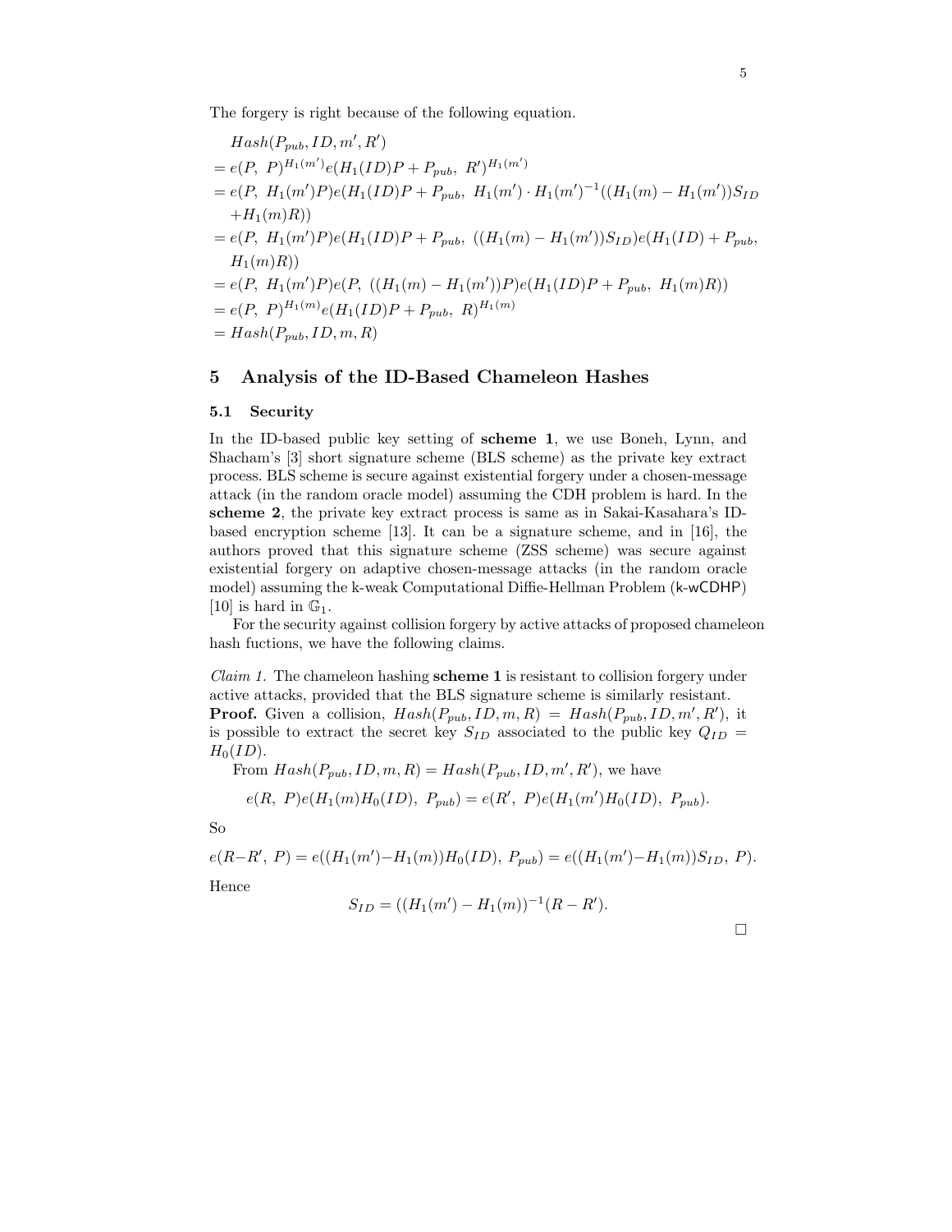The forgery is right because of the following equation.

$$
\begin{aligned}
& Hash(P_{pub}, ID, m', R') \\
&= e(P,\ P)^{H_1(m')} e(H_1(ID)P + P_{pub},\ R')^{H_1(m')} \\
&= e(P,\ H_1(m')P) e(H_1(ID)P + P_{pub},\ H_1(m') \cdot H_1(m')^{-1}((H_1(m) - H_1(m'))S_{ID} \\
&\quad + H_1(m)R)) \\
&= e(P,\ H_1(m')P) e(H_1(ID)P + P_{pub},\ ((H_1(m) - H_1(m'))S_{ID}) e(H_1(ID) + P_{pub}, \\
&\quad H_1(m)R)) \\
&= e(P,\ H_1(m')P) e(P,\ ((H_1(m) - H_1(m'))P) e(H_1(ID)P + P_{pub},\ H_1(m)R)) \\
&= e(P,\ P)^{H_1(m)} e(H_1(ID)P + P_{pub},\ R)^{H_1(m)} \\
&= Hash(P_{pub}, ID, m, R)
\end{aligned}
$$

## 5 Analysis of the ID-Based Chameleon Hashes

### 5.1 Security

In the ID-based public key setting of **scheme 1**, we use Boneh, Lynn, and Shacham's [3] short signature scheme (BLS scheme) as the private key extract process. BLS scheme is secure against existential forgery under a chosen-message attack (in the random oracle model) assuming the CDH problem is hard. In the **scheme 2**, the private key extract process is same as in Sakai-Kasahara's ID-based encryption scheme [13]. It can be a signature scheme, and in [16], the authors proved that this signature scheme (ZSS scheme) was secure against existential forgery on adaptive chosen-message attacks (in the random oracle model) assuming the k-weak Computational Diffie-Hellman Problem (k-wCDHP) [10] is hard in $\mathbb{G}_1$.

For the security against collision forgery by active attacks of proposed chameleon hash fuctions, we have the following claims.

*Claim 1.* The chameleon hashing **scheme 1** is resistant to collision forgery under active attacks, provided that the BLS signature scheme is similarly resistant.

**Proof.** Given a collision, $Hash(P_{pub}, ID, m, R) = Hash(P_{pub}, ID, m', R')$, it is possible to extract the secret key $S_{ID}$ associated to the public key $Q_{ID} = H_0(ID)$.

From $Hash(P_{pub}, ID, m, R) = Hash(P_{pub}, ID, m', R')$, we have

$$e(R,\ P)e(H_1(m)H_0(ID),\ P_{pub}) = e(R',\ P)e(H_1(m')H_0(ID),\ P_{pub}).$$

So

$$e(R-R',\ P) = e((H_1(m')-H_1(m))H_0(ID),\ P_{pub}) = e((H_1(m')-H_1(m))S_{ID},\ P).$$

Hence

$$S_{ID} = ((H_1(m') - H_1(m))^{-1}(R - R').$$

□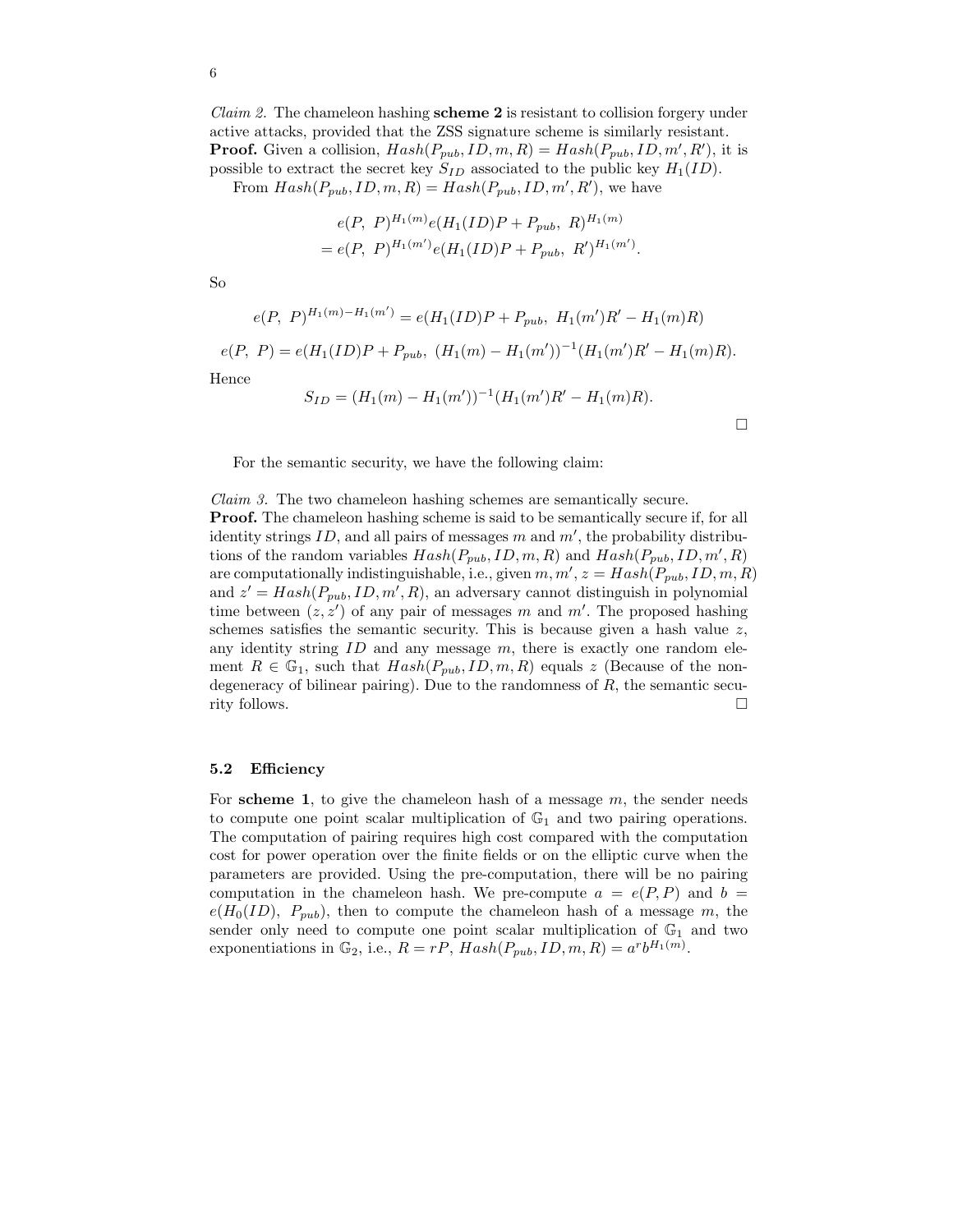*Claim 2.* The chameleon hashing **scheme 2** is resistant to collision forgery under active attacks, provided that the ZSS signature scheme is similarly resistant.
**Proof.** Given a collision, $Hash(P_{pub}, ID, m, R) = Hash(P_{pub}, ID, m', R')$, it is possible to extract the secret key $S_{ID}$ associated to the public key $H_1(ID)$.

From $Hash(P_{pub}, ID, m, R) = Hash(P_{pub}, ID, m', R')$, we have

$$
\begin{aligned}
&e(P,\ P)^{H_1(m)} e(H_1(ID)P + P_{pub},\ R)^{H_1(m)} \\
&= e(P,\ P)^{H_1(m')} e(H_1(ID)P + P_{pub},\ R')^{H_1(m')}.
\end{aligned}
$$

So

$$
e(P,\ P)^{H_1(m)-H_1(m')} = e(H_1(ID)P + P_{pub},\ H_1(m')R' - H_1(m)R)
$$

$$
e(P,\ P) = e(H_1(ID)P + P_{pub},\ (H_1(m) - H_1(m'))^{-1}(H_1(m')R' - H_1(m)R).
$$

Hence

$$
S_{ID} = (H_1(m) - H_1(m'))^{-1}(H_1(m')R' - H_1(m)R).
$$

□

For the semantic security, we have the following claim:

*Claim 3.* The two chameleon hashing schemes are semantically secure.
**Proof.** The chameleon hashing scheme is said to be semantically secure if, for all identity strings $ID$, and all pairs of messages $m$ and $m'$, the probability distributions of the random variables $Hash(P_{pub}, ID, m, R)$ and $Hash(P_{pub}, ID, m', R)$ are computationally indistinguishable, i.e., given $m, m', z = Hash(P_{pub}, ID, m, R)$ and $z' = Hash(P_{pub}, ID, m', R)$, an adversary cannot distinguish in polynomial time between $(z, z')$ of any pair of messages $m$ and $m'$. The proposed hashing schemes satisfies the semantic security. This is because given a hash value $z$, any identity string $ID$ and any message $m$, there is exactly one random element $R \in \mathbb{G}_1$, such that $Hash(P_{pub}, ID, m, R)$ equals $z$ (Because of the non-degeneracy of bilinear pairing). Due to the randomness of $R$, the semantic security follows. □

### 5.2 Efficiency

For **scheme 1**, to give the chameleon hash of a message $m$, the sender needs to compute one point scalar multiplication of $\mathbb{G}_1$ and two pairing operations. The computation of pairing requires high cost compared with the computation cost for power operation over the finite fields or on the elliptic curve when the parameters are provided. Using the pre-computation, there will be no pairing computation in the chameleon hash. We pre-compute $a = e(P, P)$ and $b = e(H_0(ID),\ P_{pub})$, then to compute the chameleon hash of a message $m$, the sender only need to compute one point scalar multiplication of $\mathbb{G}_1$ and two exponentiations in $\mathbb{G}_2$, i.e., $R = rP$, $Hash(P_{pub}, ID, m, R) = a^r b^{H_1(m)}$.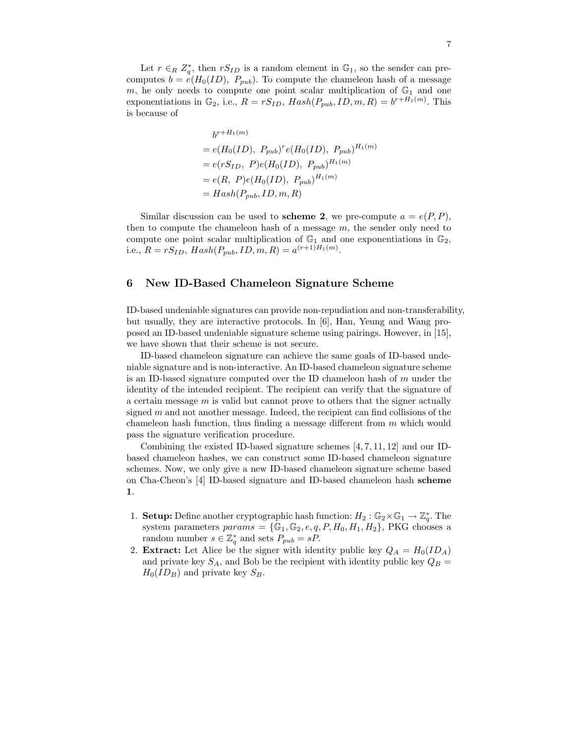Let $r \in_R Z_q^*$, then $rS_{ID}$ is a random element in $\mathbb{G}_1$, so the sender can pre-computes $b = e(H_0(ID),\ P_{pub})$. To compute the chameleon hash of a message $m$, he only needs to compute one point scalar multiplication of $\mathbb{G}_1$ and one exponentiations in $\mathbb{G}_2$, i.e., $R = rS_{ID}$, $Hash(P_{pub}, ID, m, R) = b^{r+H_1(m)}$. This is because of

$$
\begin{aligned}
& b^{r+H_1(m)} \\
&= e(H_0(ID),\ P_{pub})^r e(H_0(ID),\ P_{pub})^{H_1(m)} \\
&= e(rS_{ID},\ P) e(H_0(ID),\ P_{pub})^{H_1(m)} \\
&= e(R,\ P) e(H_0(ID),\ P_{pub})^{H_1(m)} \\
&= Hash(P_{pub}, ID, m, R)
\end{aligned}
$$

Similar discussion can be used to **scheme 2**, we pre-compute $a = e(P, P)$, then to compute the chameleon hash of a message $m$, the sender only need to compute one point scalar multiplication of $\mathbb{G}_1$ and one exponentiations in $\mathbb{G}_2$, i.e., $R = rS_{ID}$, $Hash(P_{pub}, ID, m, R) = a^{(r+1)H_1(m)}$.

## 6 New ID-Based Chameleon Signature Scheme

ID-based undeniable signatures can provide non-repudiation and non-transferability, but usually, they are interactive protocols. In [6], Han, Yeung and Wang proposed an ID-based undeniable signature scheme using pairings. However, in [15], we have shown that their scheme is not secure.

ID-based chameleon signature can achieve the same goals of ID-based undeniable signature and is non-interactive. An ID-based chameleon signature scheme is an ID-based signature computed over the ID chameleon hash of $m$ under the identity of the intended recipient. The recipient can verify that the signature of a certain message $m$ is valid but cannot prove to others that the signer actually signed $m$ and not another message. Indeed, the recipient can find collisions of the chameleon hash function, thus finding a message different from $m$ which would pass the signature verification procedure.

Combining the existed ID-based signature schemes [4, 7, 11, 12] and our ID-based chameleon hashes, we can construct some ID-based chameleon signature schemes. Now, we only give a new ID-based chameleon signature scheme based on Cha-Cheon's [4] ID-based signature and ID-based chameleon hash **scheme 1**.

1. **Setup:** Define another cryptographic hash function: $H_2 : \mathbb{G}_2 \times \mathbb{G}_1 \rightarrow \mathbb{Z}_q^*$. The system parameters $params = \{\mathbb{G}_1, \mathbb{G}_2, e, q, P, H_0, H_1, H_2\}$, PKG chooses a random number $s \in \mathbb{Z}_q^*$ and sets $P_{pub} = sP$.
2. **Extract:** Let Alice be the signer with identity public key $Q_A = H_0(ID_A)$ and private key $S_A$, and Bob be the recipient with identity public key $Q_B = H_0(ID_B)$ and private key $S_B$.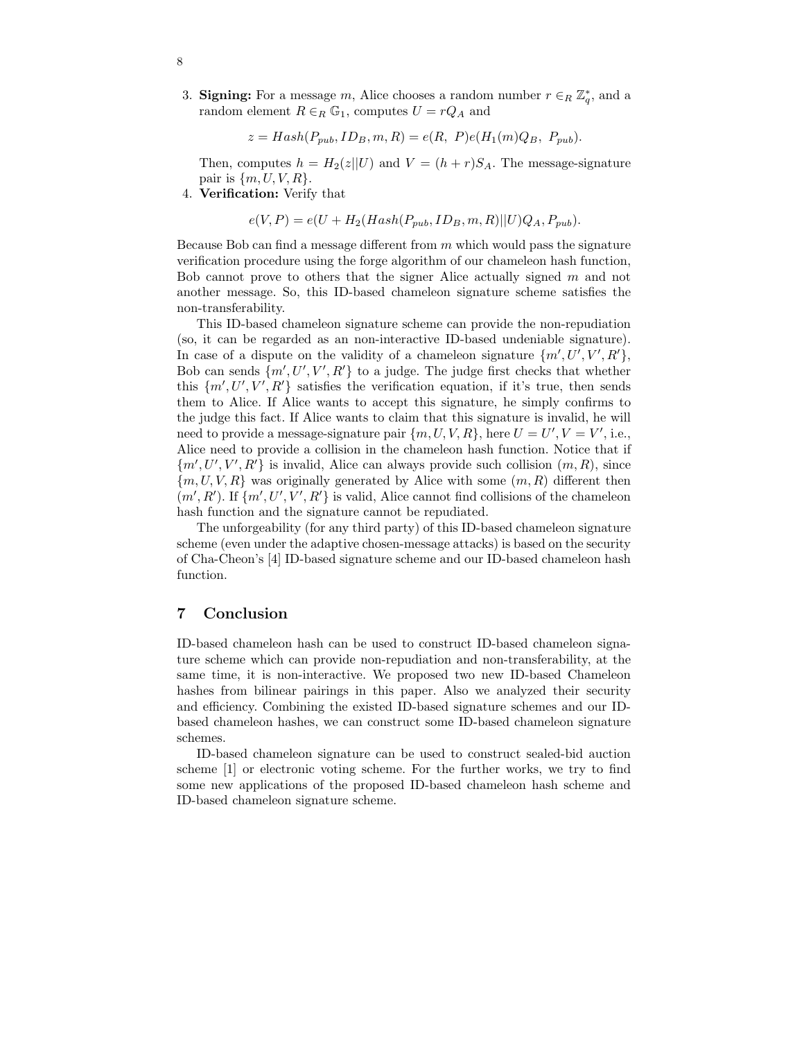3. **Signing:** For a message $m$, Alice chooses a random number $r \in_R \mathbb{Z}_q^*$, and a random element $R \in_R \mathbb{G}_1$, computes $U = rQ_A$ and

$$z = Hash(P_{pub}, ID_B, m, R) = e(R,\ P)e(H_1(m)Q_B,\ P_{pub}).$$

Then, computes $h = H_2(z||U)$ and $V = (h + r)S_A$. The message-signature pair is $\{m, U, V, R\}$.

4. **Verification:** Verify that

$$e(V, P) = e(U + H_2(Hash(P_{pub}, ID_B, m, R)||U)Q_A, P_{pub}).$$

Because Bob can find a message different from $m$ which would pass the signature verification procedure using the forge algorithm of our chameleon hash function, Bob cannot prove to others that the signer Alice actually signed $m$ and not another message. So, this ID-based chameleon signature scheme satisfies the non-transferability.

This ID-based chameleon signature scheme can provide the non-repudiation (so, it can be regarded as an non-interactive ID-based undeniable signature). In case of a dispute on the validity of a chameleon signature $\{m', U', V', R'\}$, Bob can sends $\{m', U', V', R'\}$ to a judge. The judge first checks that whether this $\{m', U', V', R'\}$ satisfies the verification equation, if it's true, then sends them to Alice. If Alice wants to accept this signature, he simply confirms to the judge this fact. If Alice wants to claim that this signature is invalid, he will need to provide a message-signature pair $\{m, U, V, R\}$, here $U = U', V = V'$, i.e., Alice need to provide a collision in the chameleon hash function. Notice that if $\{m', U', V', R'\}$ is invalid, Alice can always provide such collision $(m, R)$, since $\{m, U, V, R\}$ was originally generated by Alice with some $(m, R)$ different then $(m', R')$. If $\{m', U', V', R'\}$ is valid, Alice cannot find collisions of the chameleon hash function and the signature cannot be repudiated.

The unforgeability (for any third party) of this ID-based chameleon signature scheme (even under the adaptive chosen-message attacks) is based on the security of Cha-Cheon's [4] ID-based signature scheme and our ID-based chameleon hash function.

## 7 Conclusion

ID-based chameleon hash can be used to construct ID-based chameleon signature scheme which can provide non-repudiation and non-transferability, at the same time, it is non-interactive. We proposed two new ID-based Chameleon hashes from bilinear pairings in this paper. Also we analyzed their security and efficiency. Combining the existed ID-based signature schemes and our ID-based chameleon hashes, we can construct some ID-based chameleon signature schemes.

ID-based chameleon signature can be used to construct sealed-bid auction scheme [1] or electronic voting scheme. For the further works, we try to find some new applications of the proposed ID-based chameleon hash scheme and ID-based chameleon signature scheme.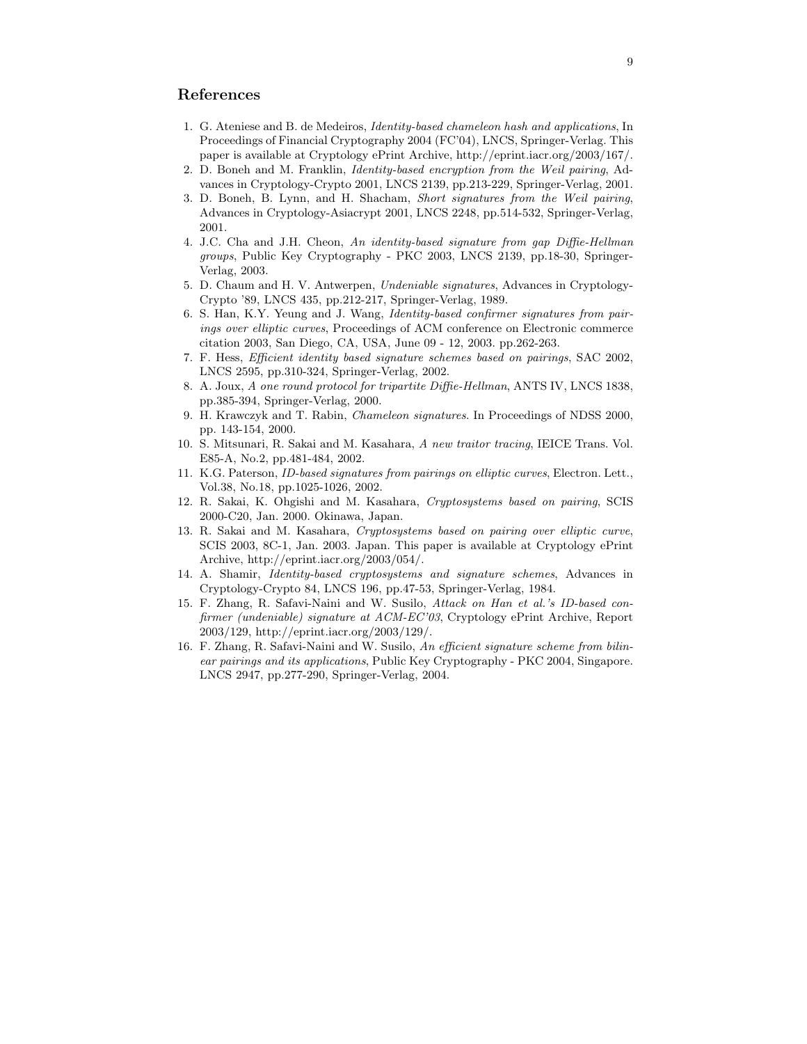## References

1. G. Ateniese and B. de Medeiros, *Identity-based chameleon hash and applications*, In Proceedings of Financial Cryptography 2004 (FC'04), LNCS, Springer-Verlag. This paper is available at Cryptology ePrint Archive, http://eprint.iacr.org/2003/167/.
2. D. Boneh and M. Franklin, *Identity-based encryption from the Weil pairing*, Advances in Cryptology-Crypto 2001, LNCS 2139, pp.213-229, Springer-Verlag, 2001.
3. D. Boneh, B. Lynn, and H. Shacham, *Short signatures from the Weil pairing*, Advances in Cryptology-Asiacrypt 2001, LNCS 2248, pp.514-532, Springer-Verlag, 2001.
4. J.C. Cha and J.H. Cheon, *An identity-based signature from gap Diffie-Hellman groups*, Public Key Cryptography - PKC 2003, LNCS 2139, pp.18-30, Springer-Verlag, 2003.
5. D. Chaum and H. V. Antwerpen, *Undeniable signatures*, Advances in Cryptology-Crypto '89, LNCS 435, pp.212-217, Springer-Verlag, 1989.
6. S. Han, K.Y. Yeung and J. Wang, *Identity-based confirmer signatures from pairings over elliptic curves*, Proceedings of ACM conference on Electronic commerce citation 2003, San Diego, CA, USA, June 09 - 12, 2003. pp.262-263.
7. F. Hess, *Efficient identity based signature schemes based on pairings*, SAC 2002, LNCS 2595, pp.310-324, Springer-Verlag, 2002.
8. A. Joux, *A one round protocol for tripartite Diffie-Hellman*, ANTS IV, LNCS 1838, pp.385-394, Springer-Verlag, 2000.
9. H. Krawczyk and T. Rabin, *Chameleon signatures*. In Proceedings of NDSS 2000, pp. 143-154, 2000.
10. S. Mitsunari, R. Sakai and M. Kasahara, *A new traitor tracing*, IEICE Trans. Vol. E85-A, No.2, pp.481-484, 2002.
11. K.G. Paterson, *ID-based signatures from pairings on elliptic curves*, Electron. Lett., Vol.38, No.18, pp.1025-1026, 2002.
12. R. Sakai, K. Ohgishi and M. Kasahara, *Cryptosystems based on pairing*, SCIS 2000-C20, Jan. 2000. Okinawa, Japan.
13. R. Sakai and M. Kasahara, *Cryptosystems based on pairing over elliptic curve*, SCIS 2003, 8C-1, Jan. 2003. Japan. This paper is available at Cryptology ePrint Archive, http://eprint.iacr.org/2003/054/.
14. A. Shamir, *Identity-based cryptosystems and signature schemes*, Advances in Cryptology-Crypto 84, LNCS 196, pp.47-53, Springer-Verlag, 1984.
15. F. Zhang, R. Safavi-Naini and W. Susilo, *Attack on Han et al.'s ID-based confirmer (undeniable) signature at ACM-EC'03*, Cryptology ePrint Archive, Report 2003/129, http://eprint.iacr.org/2003/129/.
16. F. Zhang, R. Safavi-Naini and W. Susilo, *An efficient signature scheme from bilinear pairings and its applications*, Public Key Cryptography - PKC 2004, Singapore. LNCS 2947, pp.277-290, Springer-Verlag, 2004.